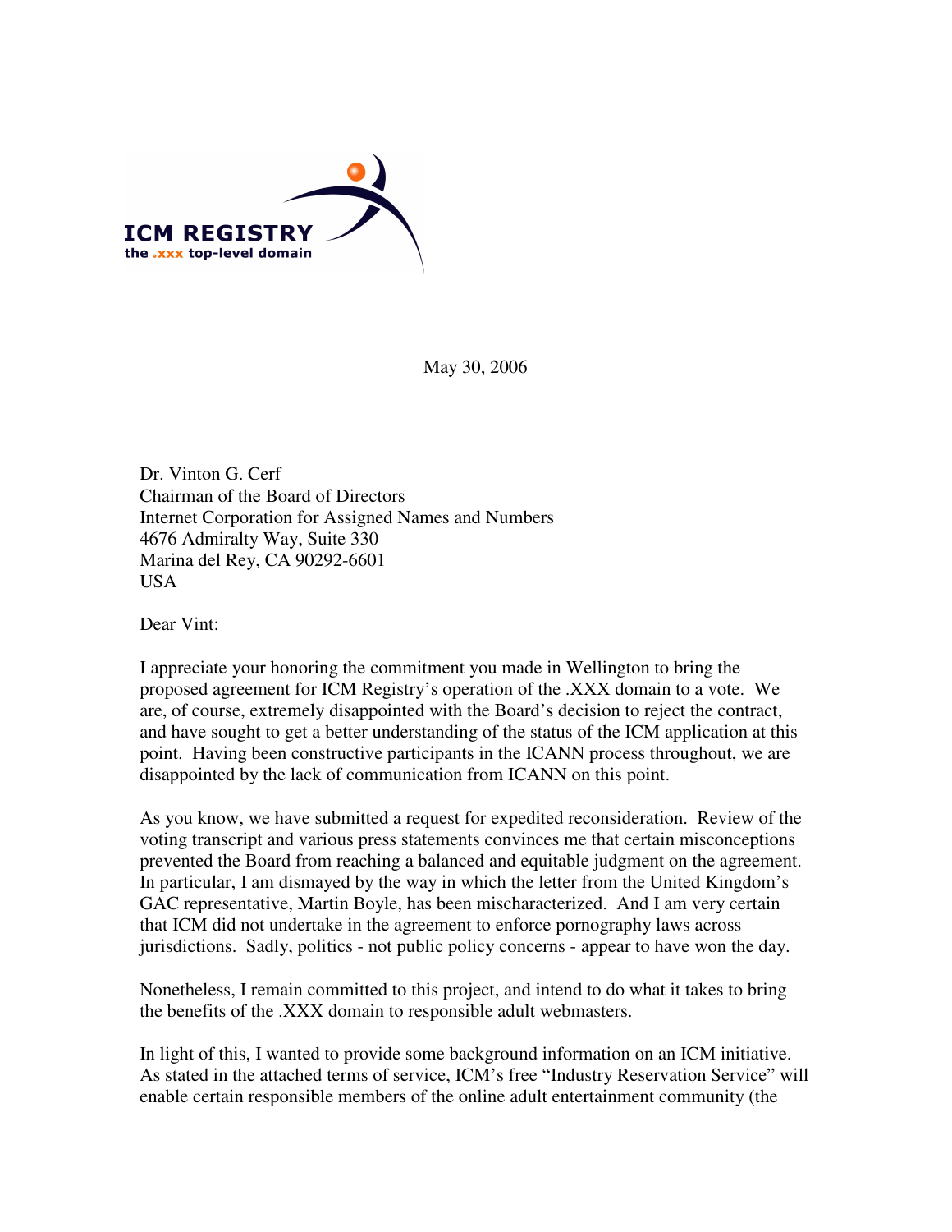ICM REGISTRY
the .xxx top-level domain

May 30, 2006

Dr. Vinton G. Cerf
Chairman of the Board of Directors
Internet Corporation for Assigned Names and Numbers
4676 Admiralty Way, Suite 330
Marina del Rey, CA 90292-6601
USA

Dear Vint:

I appreciate your honoring the commitment you made in Wellington to bring the proposed agreement for ICM Registry's operation of the .XXX domain to a vote. We are, of course, extremely disappointed with the Board's decision to reject the contract, and have sought to get a better understanding of the status of the ICM application at this point. Having been constructive participants in the ICANN process throughout, we are disappointed by the lack of communication from ICANN on this point.

As you know, we have submitted a request for expedited reconsideration. Review of the voting transcript and various press statements convinces me that certain misconceptions prevented the Board from reaching a balanced and equitable judgment on the agreement. In particular, I am dismayed by the way in which the letter from the United Kingdom's GAC representative, Martin Boyle, has been mischaracterized. And I am very certain that ICM did not undertake in the agreement to enforce pornography laws across jurisdictions. Sadly, politics - not public policy concerns - appear to have won the day.

Nonetheless, I remain committed to this project, and intend to do what it takes to bring the benefits of the .XXX domain to responsible adult webmasters.

In light of this, I wanted to provide some background information on an ICM initiative. As stated in the attached terms of service, ICM's free "Industry Reservation Service" will enable certain responsible members of the online adult entertainment community (the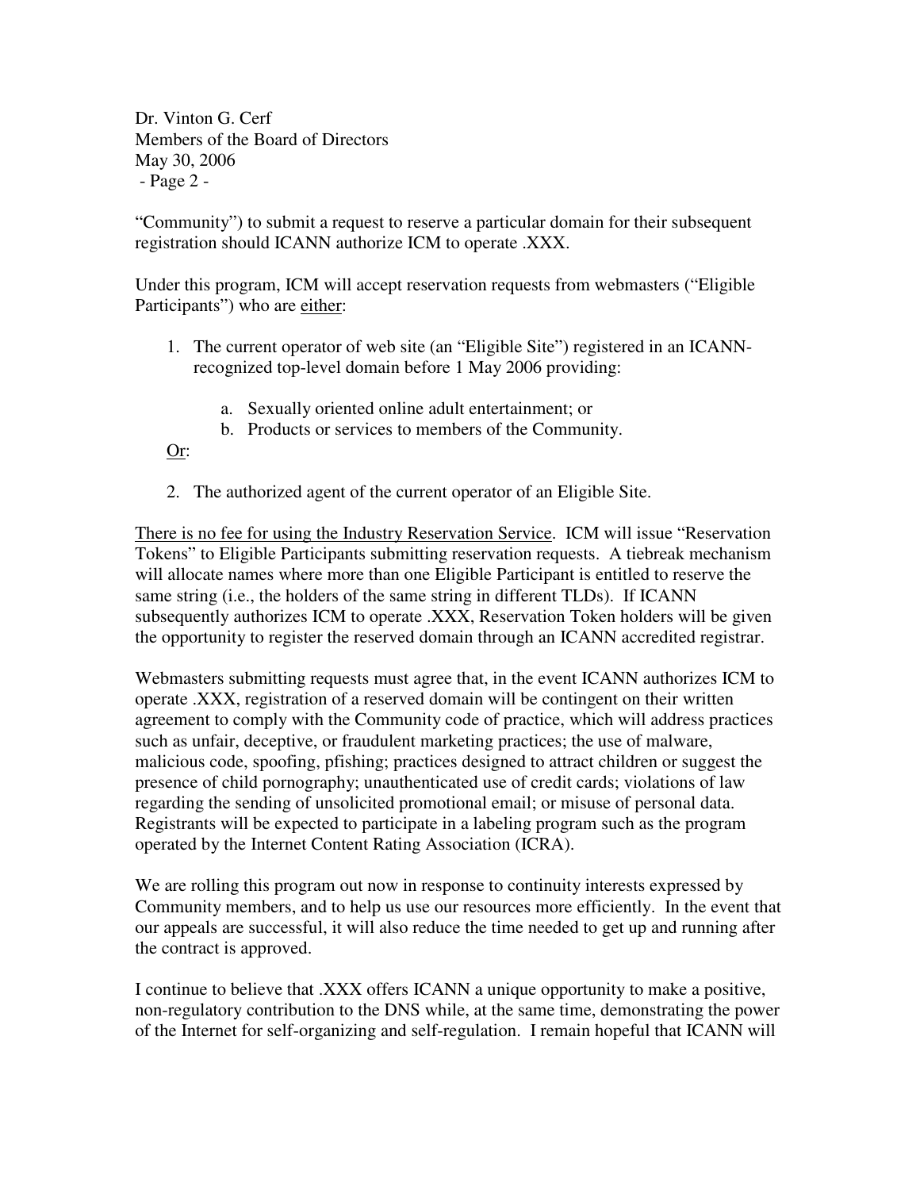"Community") to submit a request to reserve a particular domain for their subsequent registration should ICANN authorize ICM to operate .XXX.

Under this program, ICM will accept reservation requests from webmasters ("Eligible Participants") who are either:

1. The current operator of web site (an "Eligible Site") registered in an ICANN-recognized top-level domain before 1 May 2006 providing:

    a. Sexually oriented online adult entertainment; or
    b. Products or services to members of the Community.

Or:

2. The authorized agent of the current operator of an Eligible Site.

There is no fee for using the Industry Reservation Service. ICM will issue "Reservation Tokens" to Eligible Participants submitting reservation requests. A tiebreak mechanism will allocate names where more than one Eligible Participant is entitled to reserve the same string (i.e., the holders of the same string in different TLDs). If ICANN subsequently authorizes ICM to operate .XXX, Reservation Token holders will be given the opportunity to register the reserved domain through an ICANN accredited registrar.

Webmasters submitting requests must agree that, in the event ICANN authorizes ICM to operate .XXX, registration of a reserved domain will be contingent on their written agreement to comply with the Community code of practice, which will address practices such as unfair, deceptive, or fraudulent marketing practices; the use of malware, malicious code, spoofing, pfishing; practices designed to attract children or suggest the presence of child pornography; unauthenticated use of credit cards; violations of law regarding the sending of unsolicited promotional email; or misuse of personal data. Registrants will be expected to participate in a labeling program such as the program operated by the Internet Content Rating Association (ICRA).

We are rolling this program out now in response to continuity interests expressed by Community members, and to help us use our resources more efficiently. In the event that our appeals are successful, it will also reduce the time needed to get up and running after the contract is approved.

I continue to believe that .XXX offers ICANN a unique opportunity to make a positive, non-regulatory contribution to the DNS while, at the same time, demonstrating the power of the Internet for self-organizing and self-regulation. I remain hopeful that ICANN will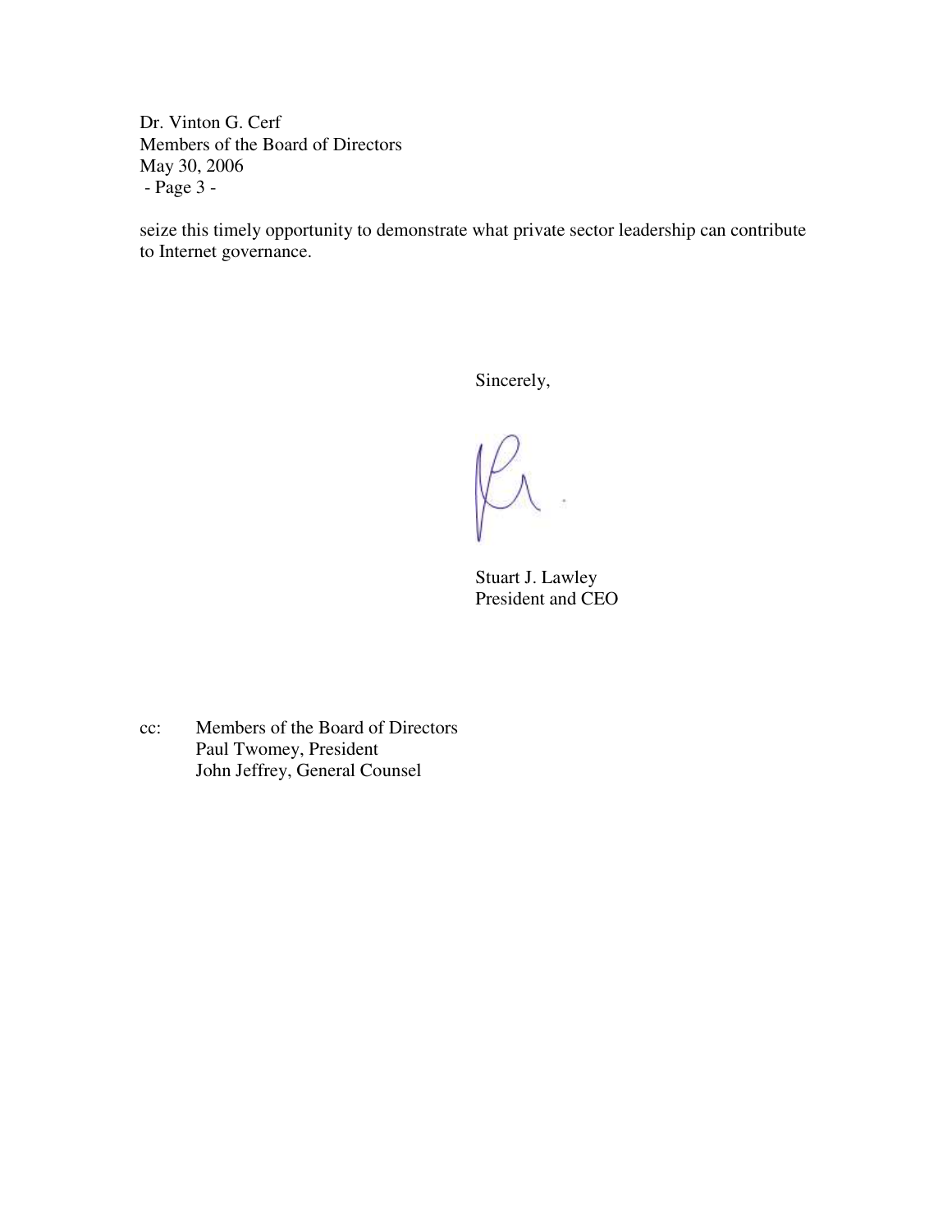seize this timely opportunity to demonstrate what private sector leadership can contribute to Internet governance.

Sincerely,

Stuart J. Lawley
President and CEO

cc: Members of the Board of Directors
Paul Twomey, President
John Jeffrey, General Counsel